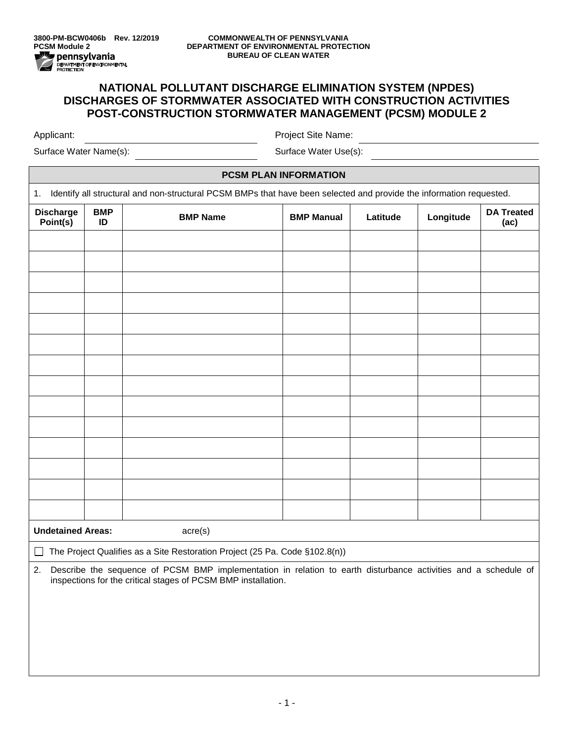3800-PM-BCW0406b Rev. 12/2019
PCSM Module 2

COMMONWEALTH OF PENNSYLVANIA
DEPARTMENT OF ENVIRONMENTAL PROTECTION
BUREAU OF CLEAN WATER

# NATIONAL POLLUTANT DISCHARGE ELIMINATION SYSTEM (NPDES) DISCHARGES OF STORMWATER ASSOCIATED WITH CONSTRUCTION ACTIVITIES POST-CONSTRUCTION STORMWATER MANAGEMENT (PCSM) MODULE 2

Applicant: ______________________ Project Site Name: ______________________

Surface Water Name(s): ______________________ Surface Water Use(s): ______________________

## PCSM PLAN INFORMATION

1. Identify all structural and non-structural PCSM BMPs that have been selected and provide the information requested.

| Discharge Point(s) | BMP ID | BMP Name | BMP Manual | Latitude | Longitude | DA Treated (ac) |
|---|---|---|---|---|---|---|
| | | | | | | |
| | | | | | | |
| | | | | | | |
| | | | | | | |
| | | | | | | |
| | | | | | | |
| | | | | | | |
| | | | | | | |
| | | | | | | |
| | | | | | | |
| | | | | | | |
| | | | | | | |
| | | | | | | |
| | | | | | | |

**Undetained Areas:** ______ acre(s)

☐ The Project Qualifies as a Site Restoration Project (25 Pa. Code §102.8(n))

2. Describe the sequence of PCSM BMP implementation in relation to earth disturbance activities and a schedule of inspections for the critical stages of PCSM BMP installation.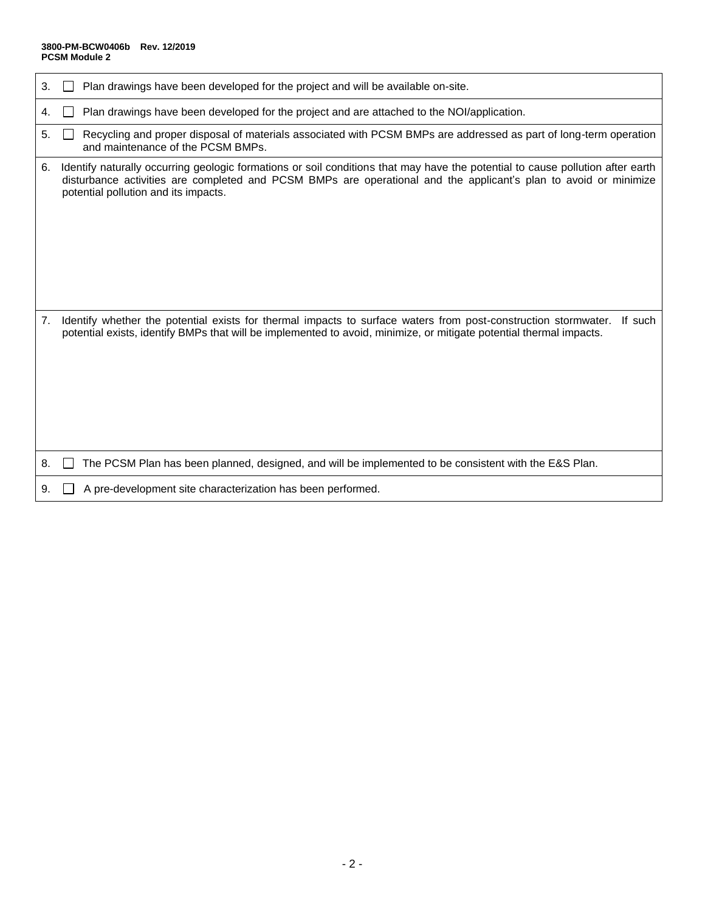3. ☐ Plan drawings have been developed for the project and will be available on-site.

4. ☐ Plan drawings have been developed for the project and are attached to the NOI/application.

5. ☐ Recycling and proper disposal of materials associated with PCSM BMPs are addressed as part of long-term operation and maintenance of the PCSM BMPs.

6. Identify naturally occurring geologic formations or soil conditions that may have the potential to cause pollution after earth disturbance activities are completed and PCSM BMPs are operational and the applicant's plan to avoid or minimize potential pollution and its impacts.

7. Identify whether the potential exists for thermal impacts to surface waters from post-construction stormwater. If such potential exists, identify BMPs that will be implemented to avoid, minimize, or mitigate potential thermal impacts.

8. ☐ The PCSM Plan has been planned, designed, and will be implemented to be consistent with the E&S Plan.

9. ☐ A pre-development site characterization has been performed.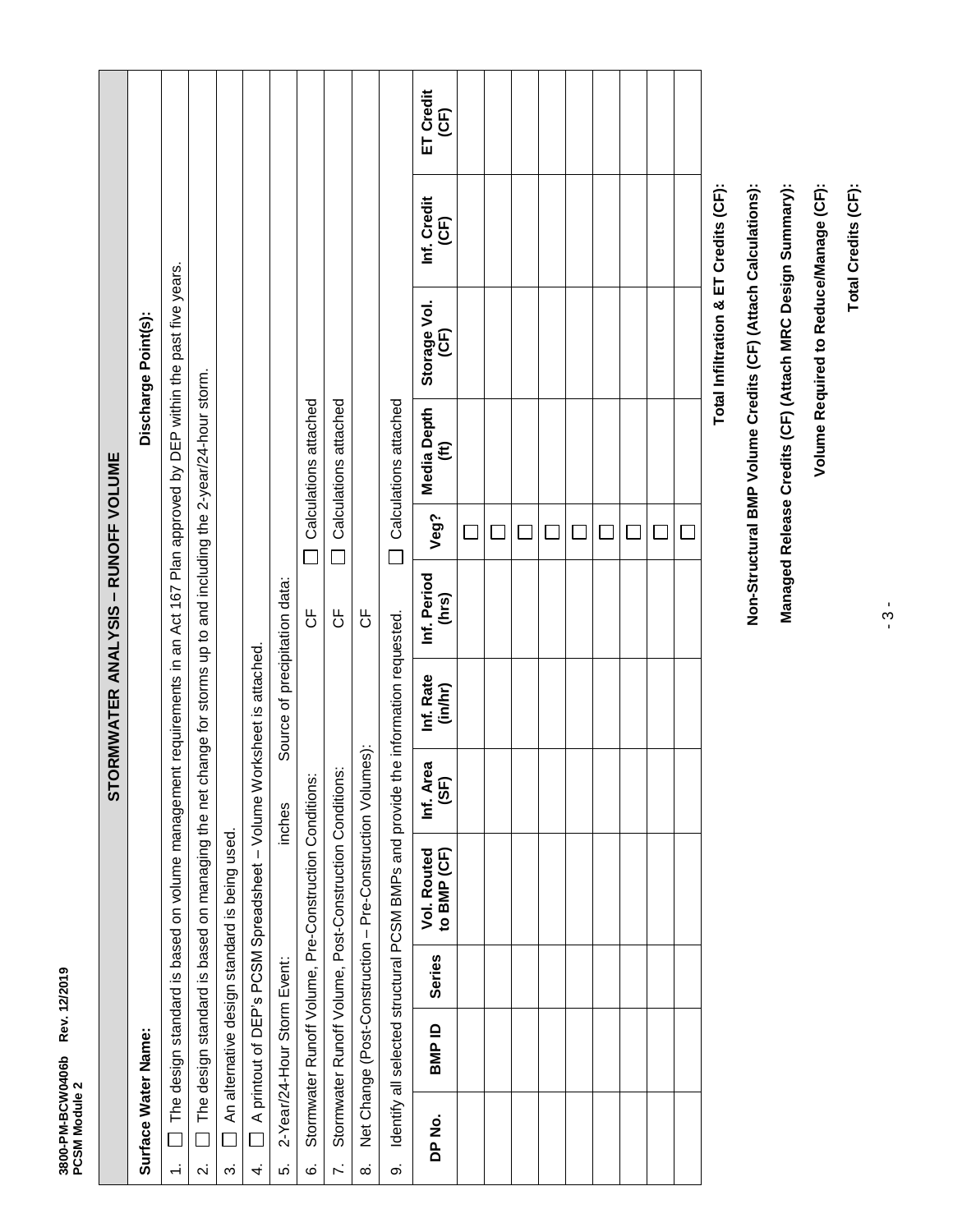## STORMWATER ANALYSIS – RUNOFF VOLUME

**Surface Water Name:** **Discharge Point(s):**

1. ☐ The design standard is based on volume management requirements in an Act 167 Plan approved by DEP within the past five years.
2. ☐ The design standard is based on managing the net change for storms up to and including the 2-year/24-hour storm.
3. ☐ An alternative design standard is being used.
4. ☐ A printout of DEP's PCSM Spreadsheet – Volume Worksheet is attached.
5. 2-Year/24-Hour Storm Event: inches Source of precipitation data:
6. Stormwater Runoff Volume, Pre-Construction Conditions: CF ☐ Calculations attached
7. Stormwater Runoff Volume, Post-Construction Conditions: CF ☐ Calculations attached
8. Net Change (Post-Construction – Pre-Construction Volumes): CF
9. Identify all selected structural PCSM BMPs and provide the information requested. ☐ Calculations attached

| DP No. | BMP ID | Series | Vol. Routed to BMP (CF) | Inf. Area (SF) | Inf. Rate (in/hr) | Inf. Period (hrs) | Veg? | Media Depth (ft) | Storage Vol. (CF) | Inf. Credit (CF) | ET Credit (CF) |
|---|---|---|---|---|---|---|---|---|---|---|---|
| | | | | | | | ☐ | | | | |
| | | | | | | | ☐ | | | | |
| | | | | | | | ☐ | | | | |
| | | | | | | | ☐ | | | | |
| | | | | | | | ☐ | | | | |
| | | | | | | | ☐ | | | | |
| | | | | | | | ☐ | | | | |
| | | | | | | | ☐ | | | | |
| | | | | | | | ☐ | | | | |

**Total Infiltration & ET Credits (CF):**

**Non-Structural BMP Volume Credits (CF) (Attach Calculations):**

**Managed Release Credits (CF) (Attach MRC Design Summary):**

**Volume Required to Reduce/Manage (CF):**

**Total Credits (CF):**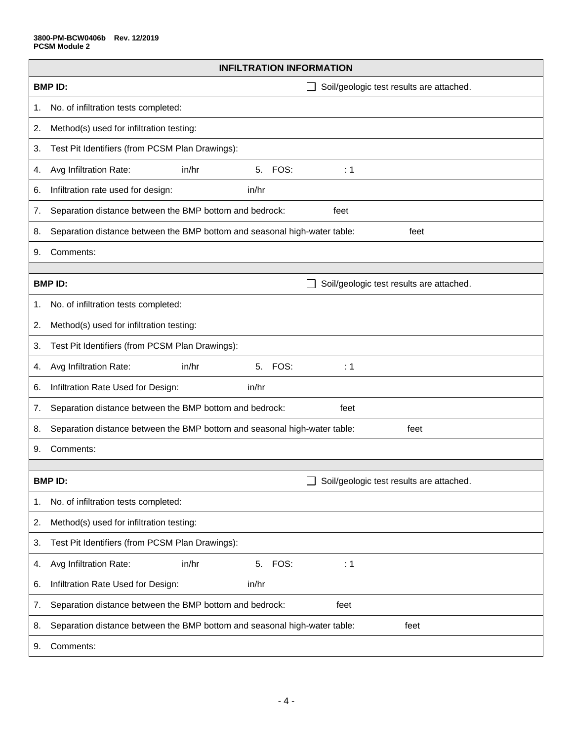3800-PM-BCW0406b Rev. 12/2019
PCSM Module 2

## INFILTRATION INFORMATION

**BMP ID:** ☐ Soil/geologic test results are attached.

1. No. of infiltration tests completed:
2. Method(s) used for infiltration testing:
3. Test Pit Identifiers (from PCSM Plan Drawings):
4. Avg Infiltration Rate: in/hr 5. FOS: : 1
6. Infiltration rate used for design: in/hr
7. Separation distance between the BMP bottom and bedrock: feet
8. Separation distance between the BMP bottom and seasonal high-water table: feet
9. Comments:

---

**BMP ID:** ☐ Soil/geologic test results are attached.

1. No. of infiltration tests completed:
2. Method(s) used for infiltration testing:
3. Test Pit Identifiers (from PCSM Plan Drawings):
4. Avg Infiltration Rate: in/hr 5. FOS: : 1
6. Infiltration Rate Used for Design: in/hr
7. Separation distance between the BMP bottom and bedrock: feet
8. Separation distance between the BMP bottom and seasonal high-water table: feet
9. Comments:

---

**BMP ID:** ☐ Soil/geologic test results are attached.

1. No. of infiltration tests completed:
2. Method(s) used for infiltration testing:
3. Test Pit Identifiers (from PCSM Plan Drawings):
4. Avg Infiltration Rate: in/hr 5. FOS: : 1
6. Infiltration Rate Used for Design: in/hr
7. Separation distance between the BMP bottom and bedrock: feet
8. Separation distance between the BMP bottom and seasonal high-water table: feet
9. Comments: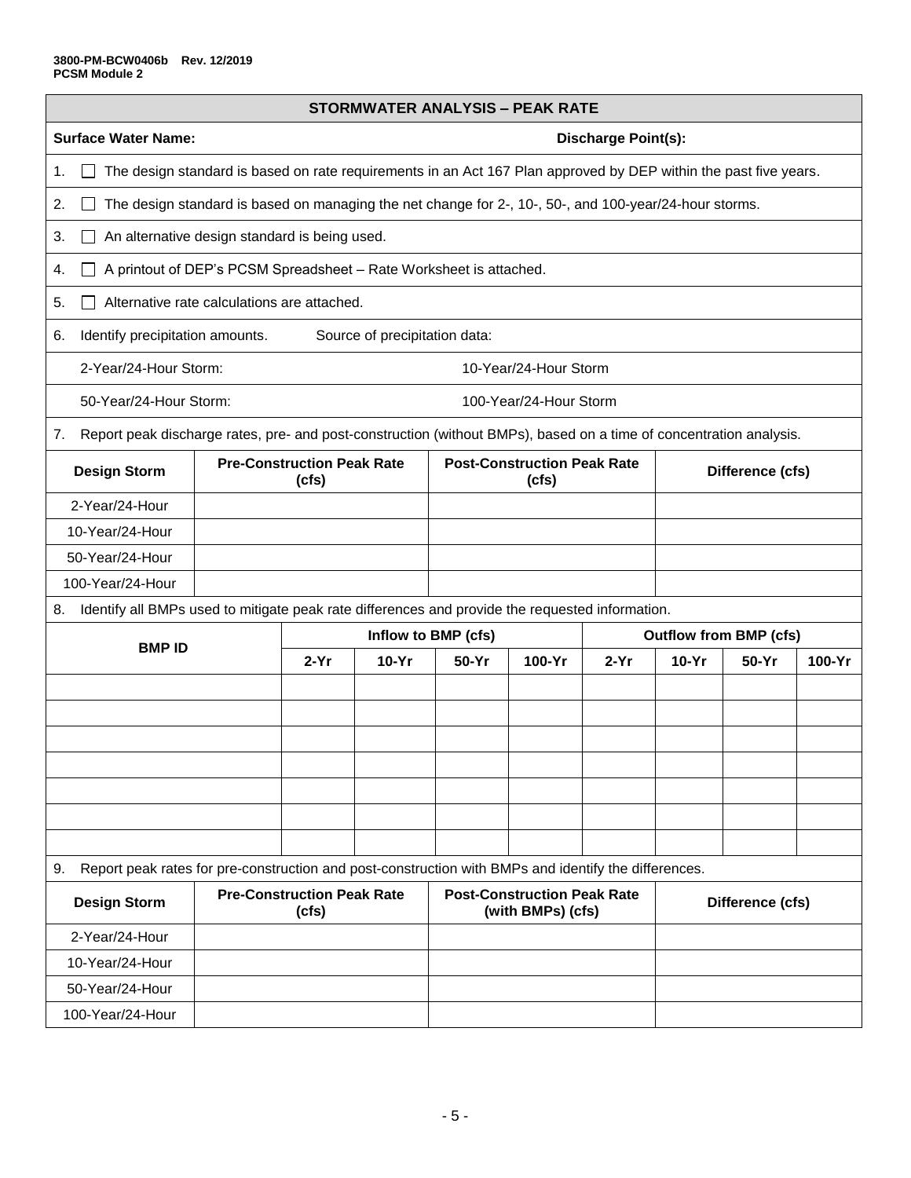3800-PM-BCW0406b Rev. 12/2019
PCSM Module 2

## STORMWATER ANALYSIS – PEAK RATE

**Surface Water Name:** **Discharge Point(s):**

1. ☐ The design standard is based on rate requirements in an Act 167 Plan approved by DEP within the past five years.
2. ☐ The design standard is based on managing the net change for 2-, 10-, 50-, and 100-year/24-hour storms.
3. ☐ An alternative design standard is being used.
4. ☐ A printout of DEP's PCSM Spreadsheet – Rate Worksheet is attached.
5. ☐ Alternative rate calculations are attached.
6. Identify precipitation amounts. Source of precipitation data:

   2-Year/24-Hour Storm: 10-Year/24-Hour Storm

   50-Year/24-Hour Storm: 100-Year/24-Hour Storm

7. Report peak discharge rates, pre- and post-construction (without BMPs), based on a time of concentration analysis.

| Design Storm | Pre-Construction Peak Rate (cfs) | Post-Construction Peak Rate (cfs) | Difference (cfs) |
|---|---|---|---|
| 2-Year/24-Hour | | | |
| 10-Year/24-Hour | | | |
| 50-Year/24-Hour | | | |
| 100-Year/24-Hour | | | |

8. Identify all BMPs used to mitigate peak rate differences and provide the requested information.

| BMP ID | Inflow to BMP (cfs) | | | | Outflow from BMP (cfs) | | | |
|---|---|---|---|---|---|---|---|---|
| | 2-Yr | 10-Yr | 50-Yr | 100-Yr | 2-Yr | 10-Yr | 50-Yr | 100-Yr |
| | | | | | | | | |
| | | | | | | | | |
| | | | | | | | | |
| | | | | | | | | |
| | | | | | | | | |
| | | | | | | | | |
| | | | | | | | | |

9. Report peak rates for pre-construction and post-construction with BMPs and identify the differences.

| Design Storm | Pre-Construction Peak Rate (cfs) | Post-Construction Peak Rate (with BMPs) (cfs) | Difference (cfs) |
|---|---|---|---|
| 2-Year/24-Hour | | | |
| 10-Year/24-Hour | | | |
| 50-Year/24-Hour | | | |
| 100-Year/24-Hour | | | |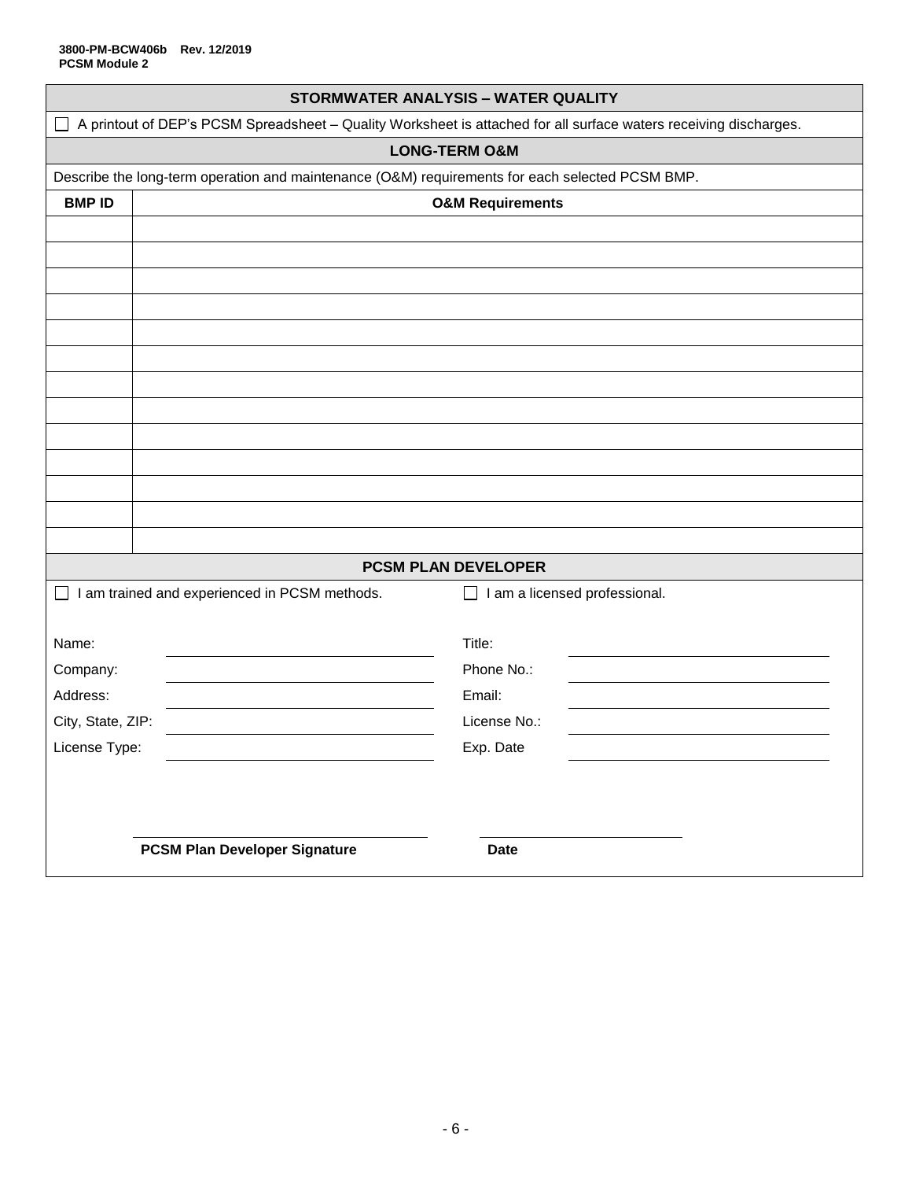## STORMWATER ANALYSIS – WATER QUALITY

☐ A printout of DEP's PCSM Spreadsheet – Quality Worksheet is attached for all surface waters receiving discharges.

## LONG-TERM O&M

Describe the long-term operation and maintenance (O&M) requirements for each selected PCSM BMP.

| BMP ID | O&M Requirements |
|---|---|
| | |
| | |
| | |
| | |
| | |
| | |
| | |
| | |
| | |
| | |
| | |
| | |
| | |

## PCSM PLAN DEVELOPER

☐ I am trained and experienced in PCSM methods. ☐ I am a licensed professional.

Name: \_\_\_\_\_\_\_\_\_\_\_\_\_\_\_\_\_\_\_\_ Title: \_\_\_\_\_\_\_\_\_\_\_\_\_\_\_\_\_\_\_\_

Company: \_\_\_\_\_\_\_\_\_\_\_\_\_\_\_\_\_\_\_\_ Phone No.: \_\_\_\_\_\_\_\_\_\_\_\_\_\_\_\_\_\_\_\_

Address: \_\_\_\_\_\_\_\_\_\_\_\_\_\_\_\_\_\_\_\_ Email: \_\_\_\_\_\_\_\_\_\_\_\_\_\_\_\_\_\_\_\_

City, State, ZIP: \_\_\_\_\_\_\_\_\_\_\_\_\_\_\_\_\_\_\_\_ License No.: \_\_\_\_\_\_\_\_\_\_\_\_\_\_\_\_\_\_\_\_

License Type: \_\_\_\_\_\_\_\_\_\_\_\_\_\_\_\_\_\_\_\_ Exp. Date \_\_\_\_\_\_\_\_\_\_\_\_\_\_\_\_\_\_\_\_

\_\_\_\_\_\_\_\_\_\_\_\_\_\_\_\_\_\_\_\_\_\_\_\_\_\_\_\_\_\_ \_\_\_\_\_\_\_\_\_\_\_\_\_\_\_\_\_\_\_\_

**PCSM Plan Developer Signature** **Date**